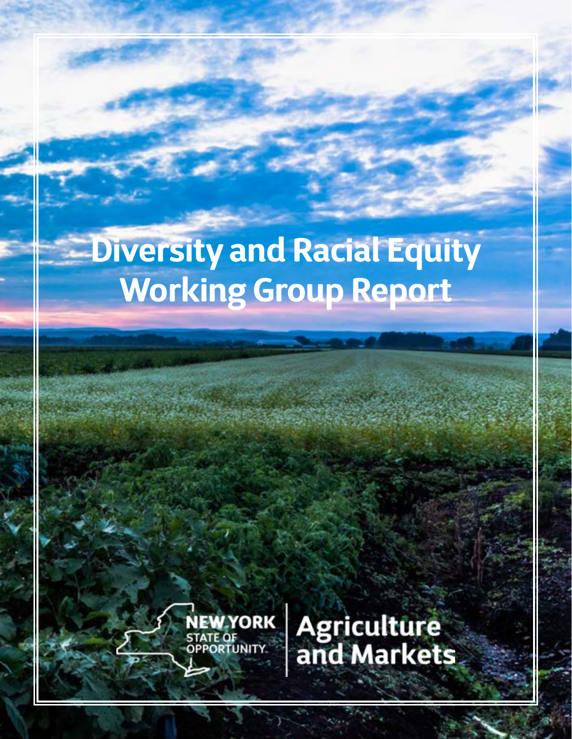# Diversity and Racial Equity Working Group Report

NEW YORK STATE OF OPPORTUNITY. | Agriculture and Markets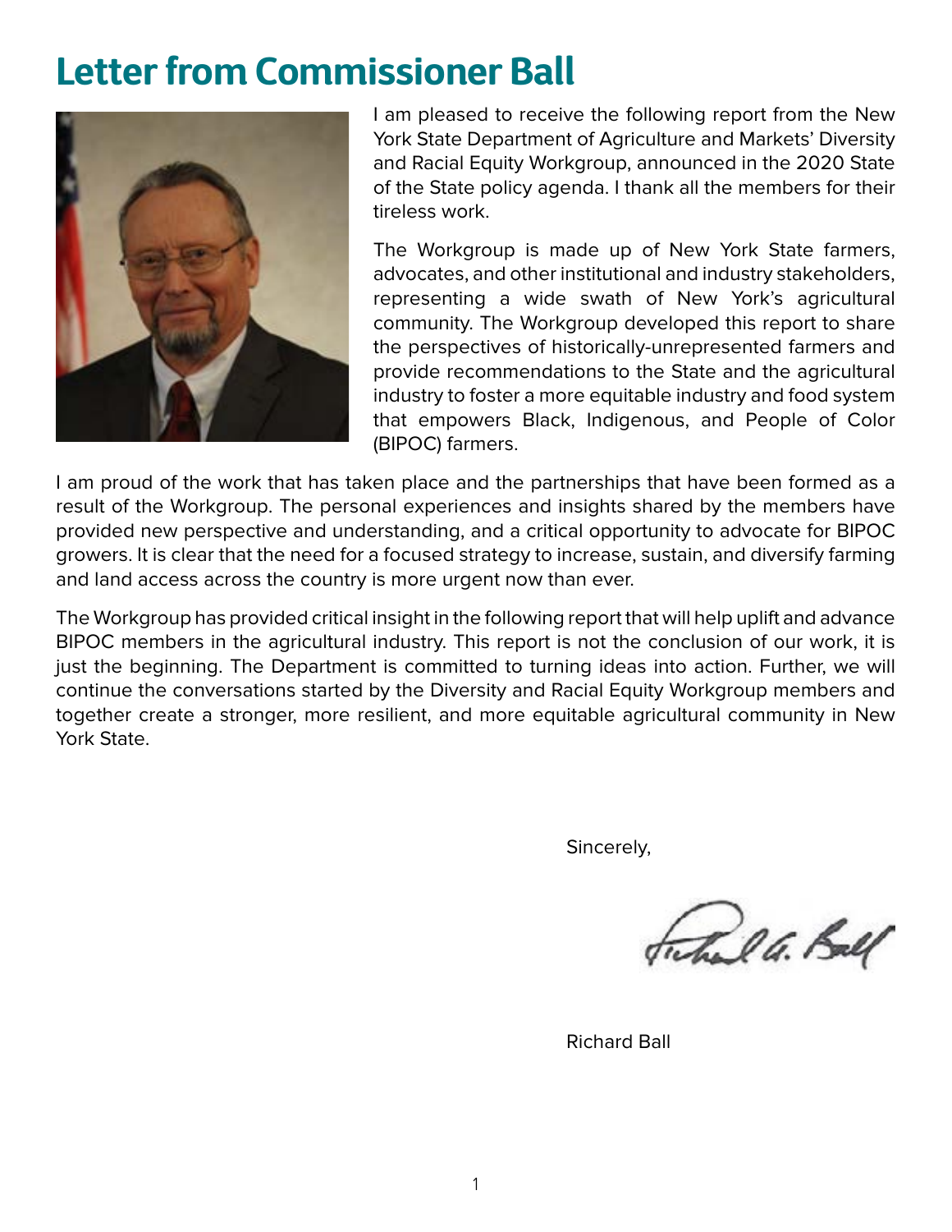# Letter from Commissioner Ball

I am pleased to receive the following report from the New York State Department of Agriculture and Markets' Diversity and Racial Equity Workgroup, announced in the 2020 State of the State policy agenda. I thank all the members for their tireless work.

The Workgroup is made up of New York State farmers, advocates, and other institutional and industry stakeholders, representing a wide swath of New York's agricultural community. The Workgroup developed this report to share the perspectives of historically-unrepresented farmers and provide recommendations to the State and the agricultural industry to foster a more equitable industry and food system that empowers Black, Indigenous, and People of Color (BIPOC) farmers.

I am proud of the work that has taken place and the partnerships that have been formed as a result of the Workgroup. The personal experiences and insights shared by the members have provided new perspective and understanding, and a critical opportunity to advocate for BIPOC growers. It is clear that the need for a focused strategy to increase, sustain, and diversify farming and land access across the country is more urgent now than ever.

The Workgroup has provided critical insight in the following report that will help uplift and advance BIPOC members in the agricultural industry. This report is not the conclusion of our work, it is just the beginning. The Department is committed to turning ideas into action. Further, we will continue the conversations started by the Diversity and Racial Equity Workgroup members and together create a stronger, more resilient, and more equitable agricultural community in New York State.

Sincerely,

Richard Ball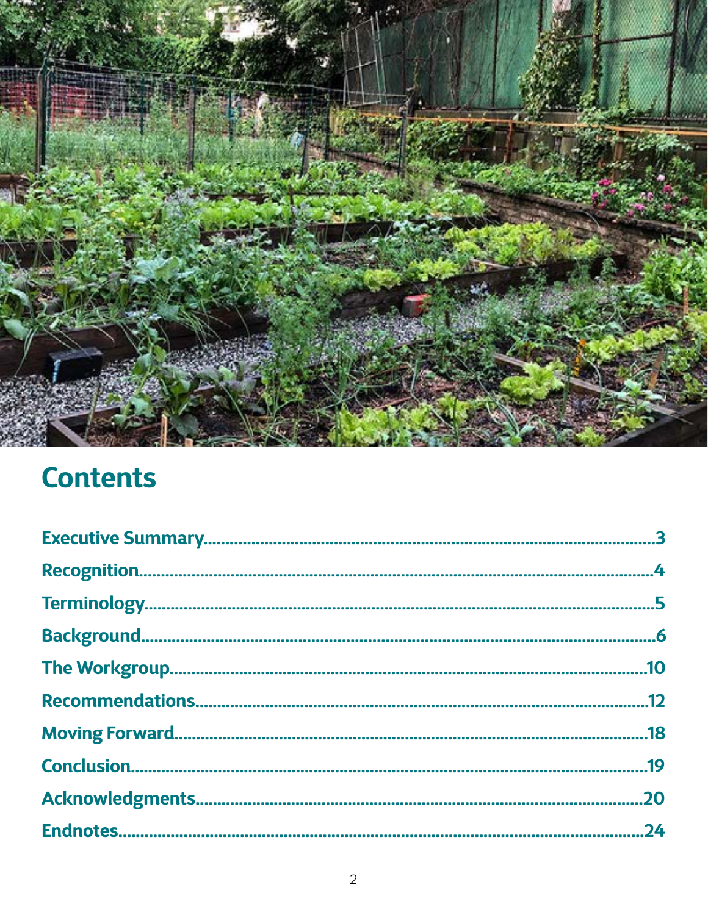# Contents

| | |
|---|---|
| Executive Summary | 3 |
| Recognition | 4 |
| Terminology | 5 |
| Background | 6 |
| The Workgroup | 10 |
| Recommendations | 12 |
| Moving Forward | 18 |
| Conclusion | 19 |
| Acknowledgments | 20 |
| Endnotes | 24 |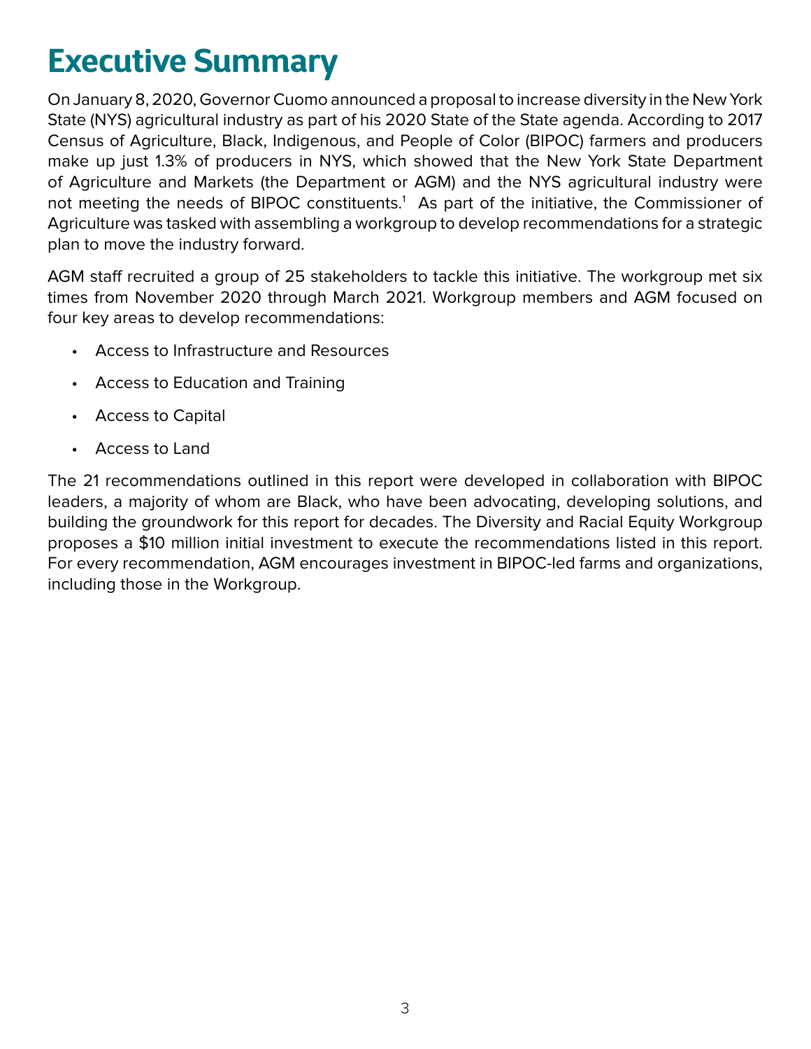# Executive Summary

On January 8, 2020, Governor Cuomo announced a proposal to increase diversity in the New York State (NYS) agricultural industry as part of his 2020 State of the State agenda. According to 2017 Census of Agriculture, Black, Indigenous, and People of Color (BIPOC) farmers and producers make up just 1.3% of producers in NYS, which showed that the New York State Department of Agriculture and Markets (the Department or AGM) and the NYS agricultural industry were not meeting the needs of BIPOC constituents.[1] As part of the initiative, the Commissioner of Agriculture was tasked with assembling a workgroup to develop recommendations for a strategic plan to move the industry forward.

AGM staff recruited a group of 25 stakeholders to tackle this initiative. The workgroup met six times from November 2020 through March 2021. Workgroup members and AGM focused on four key areas to develop recommendations:

- Access to Infrastructure and Resources
- Access to Education and Training
- Access to Capital
- Access to Land

The 21 recommendations outlined in this report were developed in collaboration with BIPOC leaders, a majority of whom are Black, who have been advocating, developing solutions, and building the groundwork for this report for decades. The Diversity and Racial Equity Workgroup proposes a $10 million initial investment to execute the recommendations listed in this report. For every recommendation, AGM encourages investment in BIPOC-led farms and organizations, including those in the Workgroup.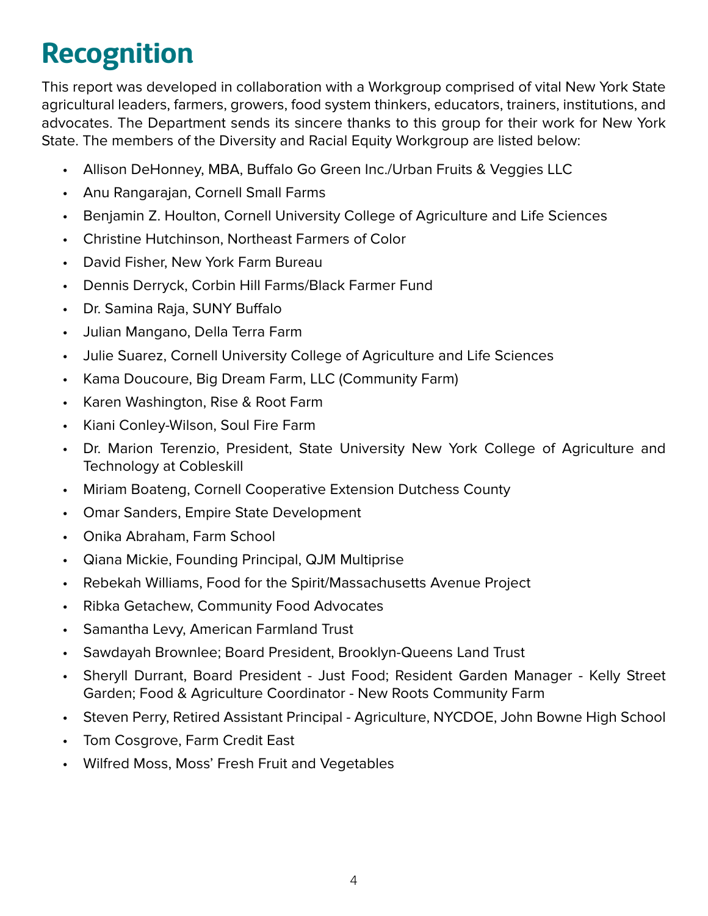# Recognition

This report was developed in collaboration with a Workgroup comprised of vital New York State agricultural leaders, farmers, growers, food system thinkers, educators, trainers, institutions, and advocates. The Department sends its sincere thanks to this group for their work for New York State. The members of the Diversity and Racial Equity Workgroup are listed below:

- Allison DeHonney, MBA, Buffalo Go Green Inc./Urban Fruits & Veggies LLC
- Anu Rangarajan, Cornell Small Farms
- Benjamin Z. Houlton, Cornell University College of Agriculture and Life Sciences
- Christine Hutchinson, Northeast Farmers of Color
- David Fisher, New York Farm Bureau
- Dennis Derryck, Corbin Hill Farms/Black Farmer Fund
- Dr. Samina Raja, SUNY Buffalo
- Julian Mangano, Della Terra Farm
- Julie Suarez, Cornell University College of Agriculture and Life Sciences
- Kama Doucoure, Big Dream Farm, LLC (Community Farm)
- Karen Washington, Rise & Root Farm
- Kiani Conley-Wilson, Soul Fire Farm
- Dr. Marion Terenzio, President, State University New York College of Agriculture and Technology at Cobleskill
- Miriam Boateng, Cornell Cooperative Extension Dutchess County
- Omar Sanders, Empire State Development
- Onika Abraham, Farm School
- Qiana Mickie, Founding Principal, QJM Multiprise
- Rebekah Williams, Food for the Spirit/Massachusetts Avenue Project
- Ribka Getachew, Community Food Advocates
- Samantha Levy, American Farmland Trust
- Sawdayah Brownlee; Board President, Brooklyn-Queens Land Trust
- Sheryll Durrant, Board President - Just Food; Resident Garden Manager - Kelly Street Garden; Food & Agriculture Coordinator - New Roots Community Farm
- Steven Perry, Retired Assistant Principal - Agriculture, NYCDOE, John Bowne High School
- Tom Cosgrove, Farm Credit East
- Wilfred Moss, Moss' Fresh Fruit and Vegetables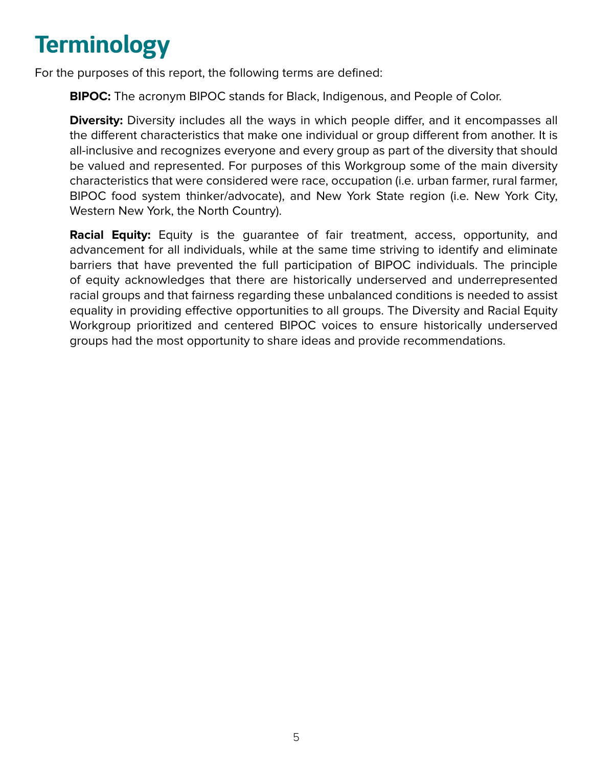# Terminology

For the purposes of this report, the following terms are defined:

**BIPOC:** The acronym BIPOC stands for Black, Indigenous, and People of Color.

**Diversity:** Diversity includes all the ways in which people differ, and it encompasses all the different characteristics that make one individual or group different from another. It is all-inclusive and recognizes everyone and every group as part of the diversity that should be valued and represented. For purposes of this Workgroup some of the main diversity characteristics that were considered were race, occupation (i.e. urban farmer, rural farmer, BIPOC food system thinker/advocate), and New York State region (i.e. New York City, Western New York, the North Country).

**Racial Equity:** Equity is the guarantee of fair treatment, access, opportunity, and advancement for all individuals, while at the same time striving to identify and eliminate barriers that have prevented the full participation of BIPOC individuals. The principle of equity acknowledges that there are historically underserved and underrepresented racial groups and that fairness regarding these unbalanced conditions is needed to assist equality in providing effective opportunities to all groups. The Diversity and Racial Equity Workgroup prioritized and centered BIPOC voices to ensure historically underserved groups had the most opportunity to share ideas and provide recommendations.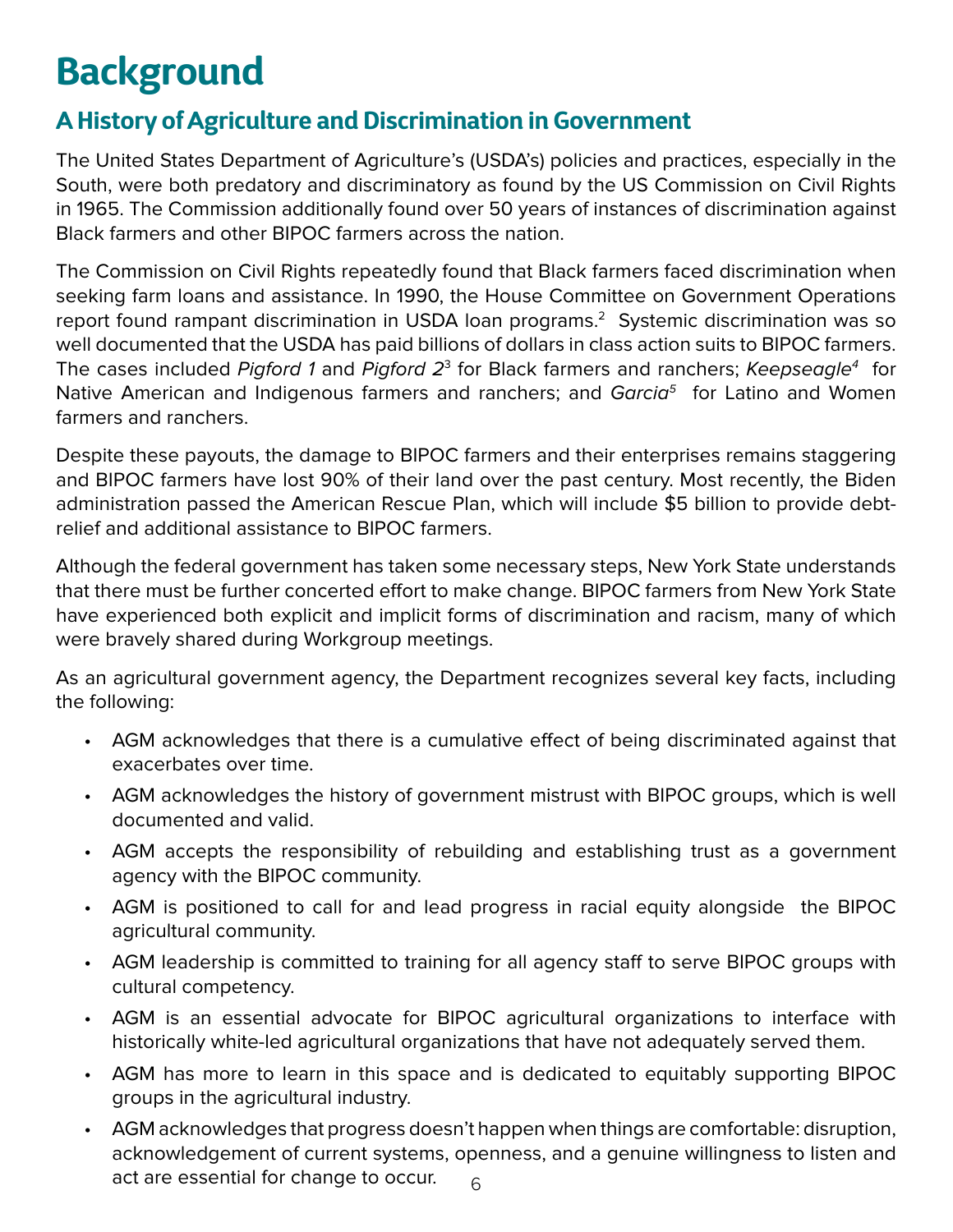# Background

## A History of Agriculture and Discrimination in Government

The United States Department of Agriculture's (USDA's) policies and practices, especially in the South, were both predatory and discriminatory as found by the US Commission on Civil Rights in 1965. The Commission additionally found over 50 years of instances of discrimination against Black farmers and other BIPOC farmers across the nation.

The Commission on Civil Rights repeatedly found that Black farmers faced discrimination when seeking farm loans and assistance. In 1990, the House Committee on Government Operations report found rampant discrimination in USDA loan programs.[2] Systemic discrimination was so well documented that the USDA has paid billions of dollars in class action suits to BIPOC farmers. The cases included *Pigford 1* and *Pigford 2*[3] for Black farmers and ranchers; *Keepseagle*[4] for Native American and Indigenous farmers and ranchers; and *Garcia*[5] for Latino and Women farmers and ranchers.

Despite these payouts, the damage to BIPOC farmers and their enterprises remains staggering and BIPOC farmers have lost 90% of their land over the past century. Most recently, the Biden administration passed the American Rescue Plan, which will include $5 billion to provide debt-relief and additional assistance to BIPOC farmers.

Although the federal government has taken some necessary steps, New York State understands that there must be further concerted effort to make change. BIPOC farmers from New York State have experienced both explicit and implicit forms of discrimination and racism, many of which were bravely shared during Workgroup meetings.

As an agricultural government agency, the Department recognizes several key facts, including the following:

- AGM acknowledges that there is a cumulative effect of being discriminated against that exacerbates over time.
- AGM acknowledges the history of government mistrust with BIPOC groups, which is well documented and valid.
- AGM accepts the responsibility of rebuilding and establishing trust as a government agency with the BIPOC community.
- AGM is positioned to call for and lead progress in racial equity alongside the BIPOC agricultural community.
- AGM leadership is committed to training for all agency staff to serve BIPOC groups with cultural competency.
- AGM is an essential advocate for BIPOC agricultural organizations to interface with historically white-led agricultural organizations that have not adequately served them.
- AGM has more to learn in this space and is dedicated to equitably supporting BIPOC groups in the agricultural industry.
- AGM acknowledges that progress doesn't happen when things are comfortable: disruption, acknowledgement of current systems, openness, and a genuine willingness to listen and act are essential for change to occur.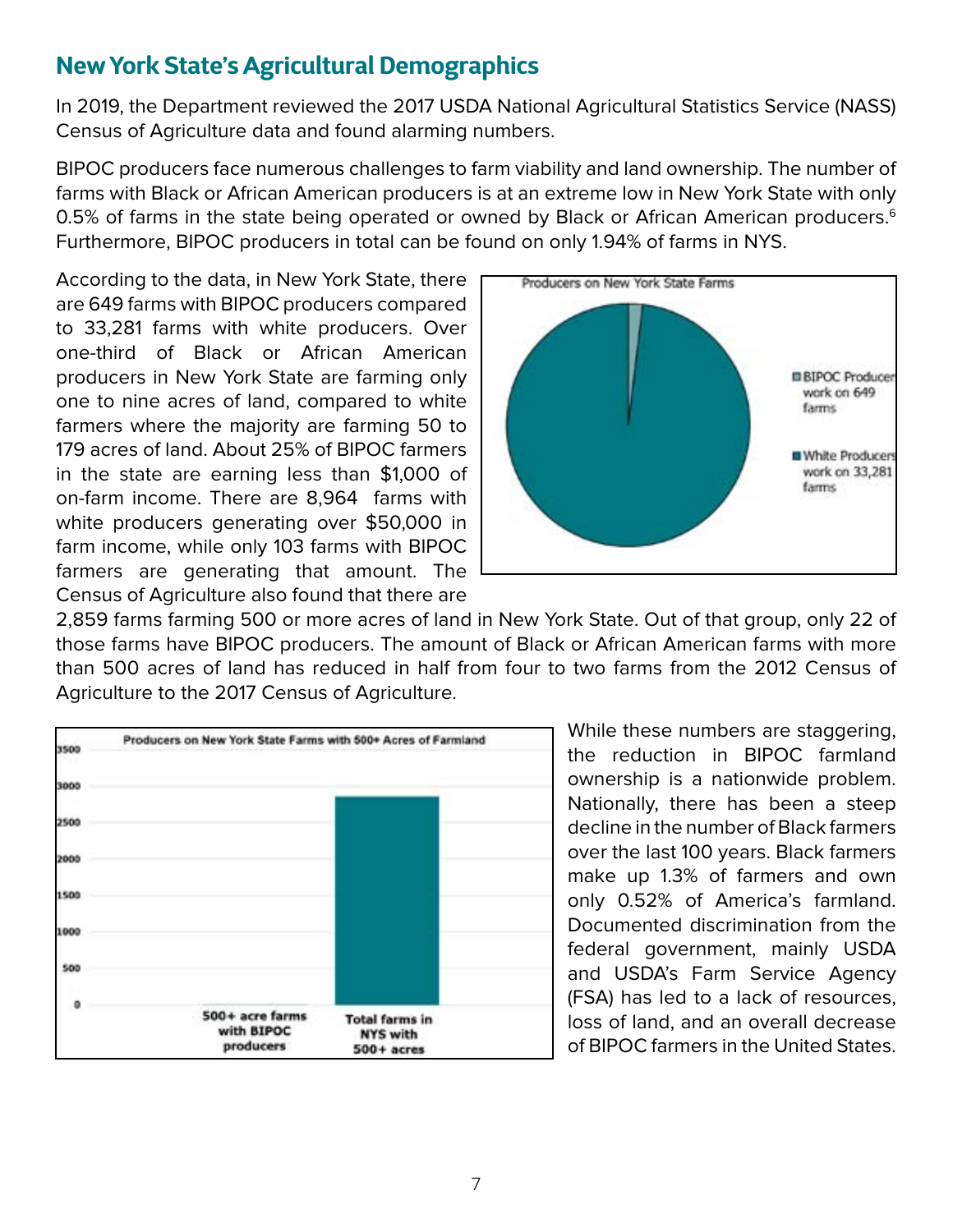## New York State's Agricultural Demographics

In 2019, the Department reviewed the 2017 USDA National Agricultural Statistics Service (NASS) Census of Agriculture data and found alarming numbers.

BIPOC producers face numerous challenges to farm viability and land ownership. The number of farms with Black or African American producers is at an extreme low in New York State with only 0.5% of farms in the state being operated or owned by Black or African American producers.[6] Furthermore, BIPOC producers in total can be found on only 1.94% of farms in NYS.

According to the data, in New York State, there are 649 farms with BIPOC producers compared to 33,281 farms with white producers. Over one-third of Black or African American producers in New York State are farming only one to nine acres of land, compared to white farmers where the majority are farming 50 to 179 acres of land. About 25% of BIPOC farmers in the state are earning less than $1,000 of on-farm income. There are 8,964 farms with white producers generating over $50,000 in farm income, while only 103 farms with BIPOC farmers are generating that amount. The Census of Agriculture also found that there are 2,859 farms farming 500 or more acres of land in New York State. Out of that group, only 22 of those farms have BIPOC producers. The amount of Black or African American farms with more than 500 acres of land has reduced in half from four to two farms from the 2012 Census of Agriculture to the 2017 Census of Agriculture.

Producers on New York State Farms

- BIPOC Producers work on 649 farms
- White Producers work on 33,281 farms

Producers on New York State Farms with 500+ Acres of Farmland

- 500+ acre farms with BIPOC producers
- Total farms in NYS with 500+ acres

While these numbers are staggering, the reduction in BIPOC farmland ownership is a nationwide problem. Nationally, there has been a steep decline in the number of Black farmers over the last 100 years. Black farmers make up 1.3% of farmers and own only 0.52% of America's farmland. Documented discrimination from the federal government, mainly USDA and USDA's Farm Service Agency (FSA) has led to a lack of resources, loss of land, and an overall decrease of BIPOC farmers in the United States.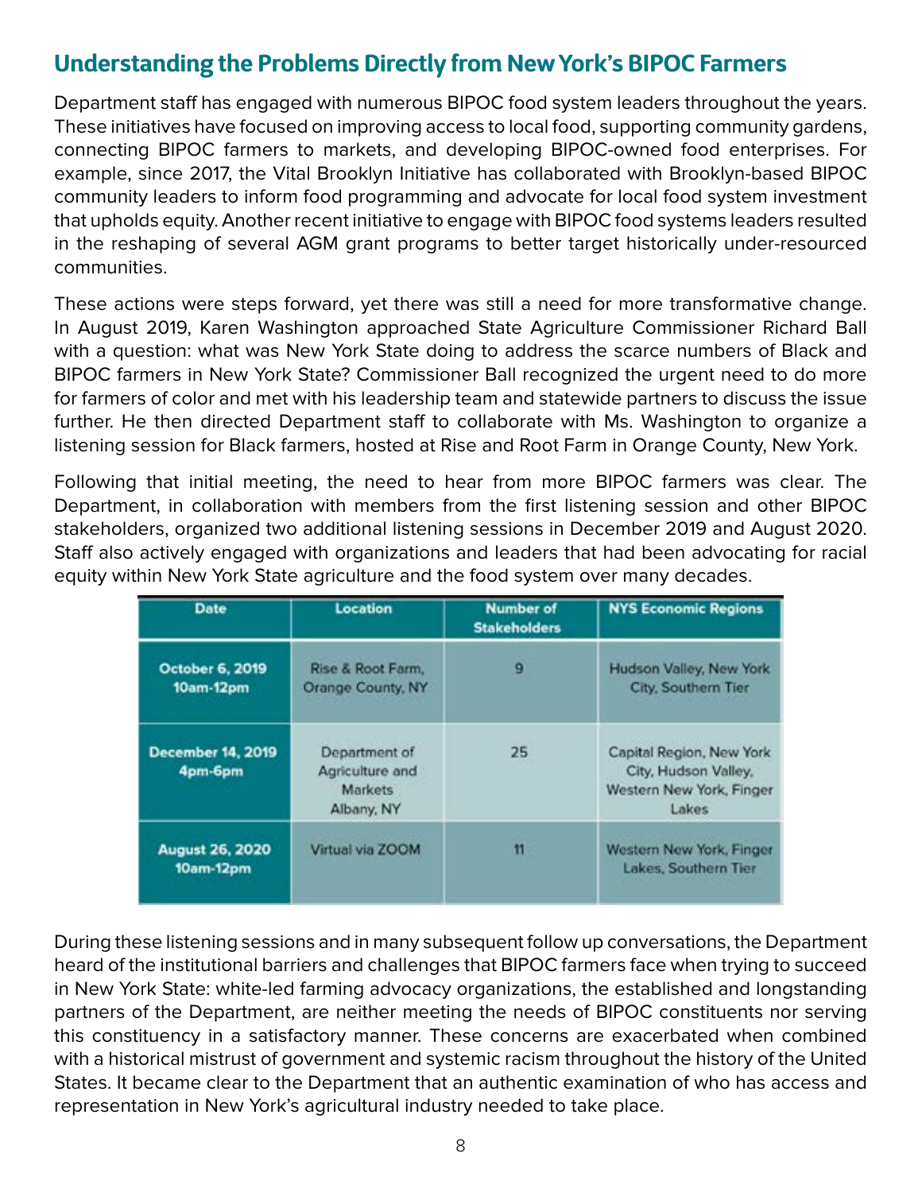## Understanding the Problems Directly from New York's BIPOC Farmers

Department staff has engaged with numerous BIPOC food system leaders throughout the years. These initiatives have focused on improving access to local food, supporting community gardens, connecting BIPOC farmers to markets, and developing BIPOC-owned food enterprises. For example, since 2017, the Vital Brooklyn Initiative has collaborated with Brooklyn-based BIPOC community leaders to inform food programming and advocate for local food system investment that upholds equity. Another recent initiative to engage with BIPOC food systems leaders resulted in the reshaping of several AGM grant programs to better target historically under-resourced communities.

These actions were steps forward, yet there was still a need for more transformative change. In August 2019, Karen Washington approached State Agriculture Commissioner Richard Ball with a question: what was New York State doing to address the scarce numbers of Black and BIPOC farmers in New York State? Commissioner Ball recognized the urgent need to do more for farmers of color and met with his leadership team and statewide partners to discuss the issue further. He then directed Department staff to collaborate with Ms. Washington to organize a listening session for Black farmers, hosted at Rise and Root Farm in Orange County, New York.

Following that initial meeting, the need to hear from more BIPOC farmers was clear. The Department, in collaboration with members from the first listening session and other BIPOC stakeholders, organized two additional listening sessions in December 2019 and August 2020. Staff also actively engaged with organizations and leaders that had been advocating for racial equity within New York State agriculture and the food system over many decades.

| Date | Location | Number of Stakeholders | NYS Economic Regions |
|---|---|---|---|
| **October 6, 2019 10am-12pm** | Rise & Root Farm, Orange County, NY | 9 | Hudson Valley, New York City, Southern Tier |
| **December 14, 2019 4pm-6pm** | Department of Agriculture and Markets Albany, NY | 25 | Capital Region, New York City, Hudson Valley, Western New York, Finger Lakes |
| **August 26, 2020 10am-12pm** | Virtual via ZOOM | 11 | Western New York, Finger Lakes, Southern Tier |

During these listening sessions and in many subsequent follow up conversations, the Department heard of the institutional barriers and challenges that BIPOC farmers face when trying to succeed in New York State: white-led farming advocacy organizations, the established and longstanding partners of the Department, are neither meeting the needs of BIPOC constituents nor serving this constituency in a satisfactory manner. These concerns are exacerbated when combined with a historical mistrust of government and systemic racism throughout the history of the United States. It became clear to the Department that an authentic examination of who has access and representation in New York's agricultural industry needed to take place.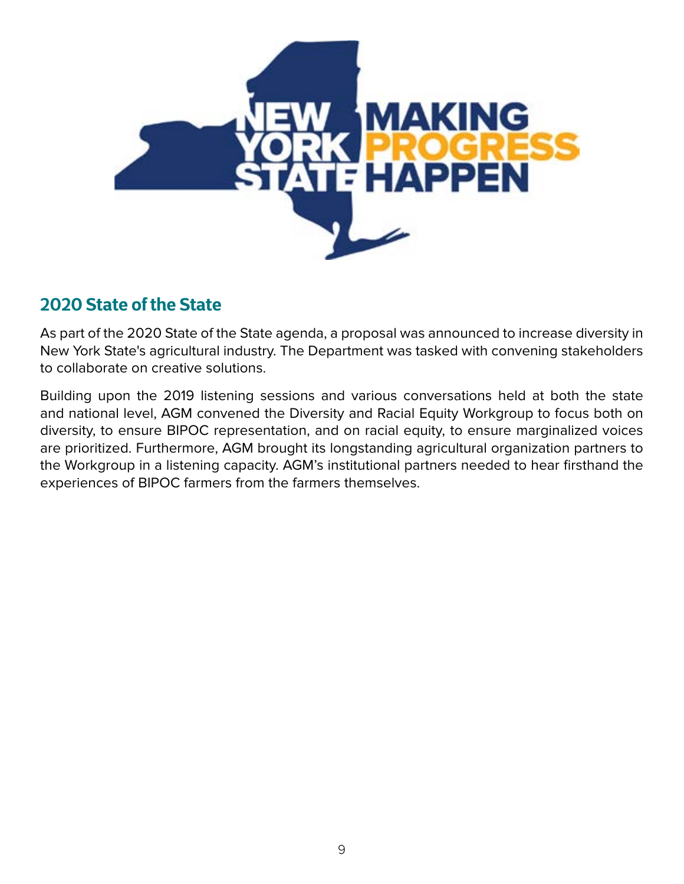## 2020 State of the State

As part of the 2020 State of the State agenda, a proposal was announced to increase diversity in New York State's agricultural industry. The Department was tasked with convening stakeholders to collaborate on creative solutions.

Building upon the 2019 listening sessions and various conversations held at both the state and national level, AGM convened the Diversity and Racial Equity Workgroup to focus both on diversity, to ensure BIPOC representation, and on racial equity, to ensure marginalized voices are prioritized. Furthermore, AGM brought its longstanding agricultural organization partners to the Workgroup in a listening capacity. AGM's institutional partners needed to hear firsthand the experiences of BIPOC farmers from the farmers themselves.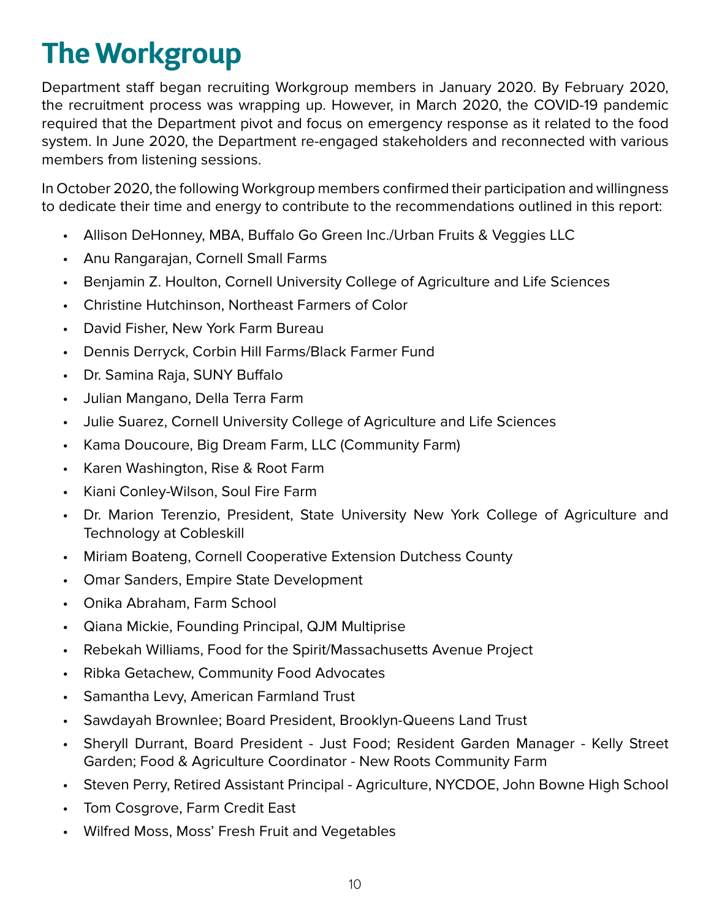# The Workgroup

Department staff began recruiting Workgroup members in January 2020. By February 2020, the recruitment process was wrapping up. However, in March 2020, the COVID-19 pandemic required that the Department pivot and focus on emergency response as it related to the food system. In June 2020, the Department re-engaged stakeholders and reconnected with various members from listening sessions.

In October 2020, the following Workgroup members confirmed their participation and willingness to dedicate their time and energy to contribute to the recommendations outlined in this report:

- Allison DeHonney, MBA, Buffalo Go Green Inc./Urban Fruits & Veggies LLC
- Anu Rangarajan, Cornell Small Farms
- Benjamin Z. Houlton, Cornell University College of Agriculture and Life Sciences
- Christine Hutchinson, Northeast Farmers of Color
- David Fisher, New York Farm Bureau
- Dennis Derryck, Corbin Hill Farms/Black Farmer Fund
- Dr. Samina Raja, SUNY Buffalo
- Julian Mangano, Della Terra Farm
- Julie Suarez, Cornell University College of Agriculture and Life Sciences
- Kama Doucoure, Big Dream Farm, LLC (Community Farm)
- Karen Washington, Rise & Root Farm
- Kiani Conley-Wilson, Soul Fire Farm
- Dr. Marion Terenzio, President, State University New York College of Agriculture and Technology at Cobleskill
- Miriam Boateng, Cornell Cooperative Extension Dutchess County
- Omar Sanders, Empire State Development
- Onika Abraham, Farm School
- Qiana Mickie, Founding Principal, QJM Multiprise
- Rebekah Williams, Food for the Spirit/Massachusetts Avenue Project
- Ribka Getachew, Community Food Advocates
- Samantha Levy, American Farmland Trust
- Sawdayah Brownlee; Board President, Brooklyn-Queens Land Trust
- Sheryll Durrant, Board President - Just Food; Resident Garden Manager - Kelly Street Garden; Food & Agriculture Coordinator - New Roots Community Farm
- Steven Perry, Retired Assistant Principal - Agriculture, NYCDOE, John Bowne High School
- Tom Cosgrove, Farm Credit East
- Wilfred Moss, Moss' Fresh Fruit and Vegetables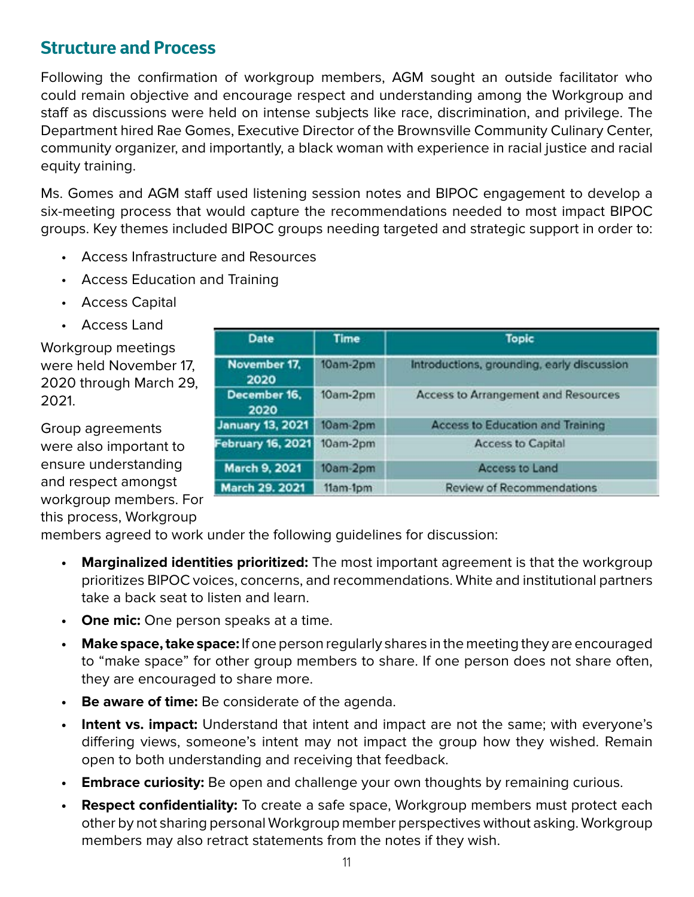## Structure and Process

Following the confirmation of workgroup members, AGM sought an outside facilitator who could remain objective and encourage respect and understanding among the Workgroup and staff as discussions were held on intense subjects like race, discrimination, and privilege. The Department hired Rae Gomes, Executive Director of the Brownsville Community Culinary Center, community organizer, and importantly, a black woman with experience in racial justice and racial equity training.

Ms. Gomes and AGM staff used listening session notes and BIPOC engagement to develop a six-meeting process that would capture the recommendations needed to most impact BIPOC groups. Key themes included BIPOC groups needing targeted and strategic support in order to:

- Access Infrastructure and Resources
- Access Education and Training
- Access Capital
- Access Land

Workgroup meetings were held November 17, 2020 through March 29, 2021.

| Date | Time | Topic |
| --- | --- | --- |
| November 17, 2020 | 10am-2pm | Introductions, grounding, early discussion |
| December 16, 2020 | 10am-2pm | Access to Arrangement and Resources |
| January 13, 2021 | 10am-2pm | Access to Education and Training |
| February 16, 2021 | 10am-2pm | Access to Capital |
| March 9, 2021 | 10am-2pm | Access to Land |
| March 29. 2021 | 11am-1pm | Review of Recommendations |

Group agreements were also important to ensure understanding and respect amongst workgroup members. For this process, Workgroup members agreed to work under the following guidelines for discussion:

- **Marginalized identities prioritized:** The most important agreement is that the workgroup prioritizes BIPOC voices, concerns, and recommendations. White and institutional partners take a back seat to listen and learn.
- **One mic:** One person speaks at a time.
- **Make space, take space:** If one person regularly shares in the meeting they are encouraged to "make space" for other group members to share. If one person does not share often, they are encouraged to share more.
- **Be aware of time:** Be considerate of the agenda.
- **Intent vs. impact:** Understand that intent and impact are not the same; with everyone's differing views, someone's intent may not impact the group how they wished. Remain open to both understanding and receiving that feedback.
- **Embrace curiosity:** Be open and challenge your own thoughts by remaining curious.
- **Respect confidentiality:** To create a safe space, Workgroup members must protect each other by not sharing personal Workgroup member perspectives without asking. Workgroup members may also retract statements from the notes if they wish.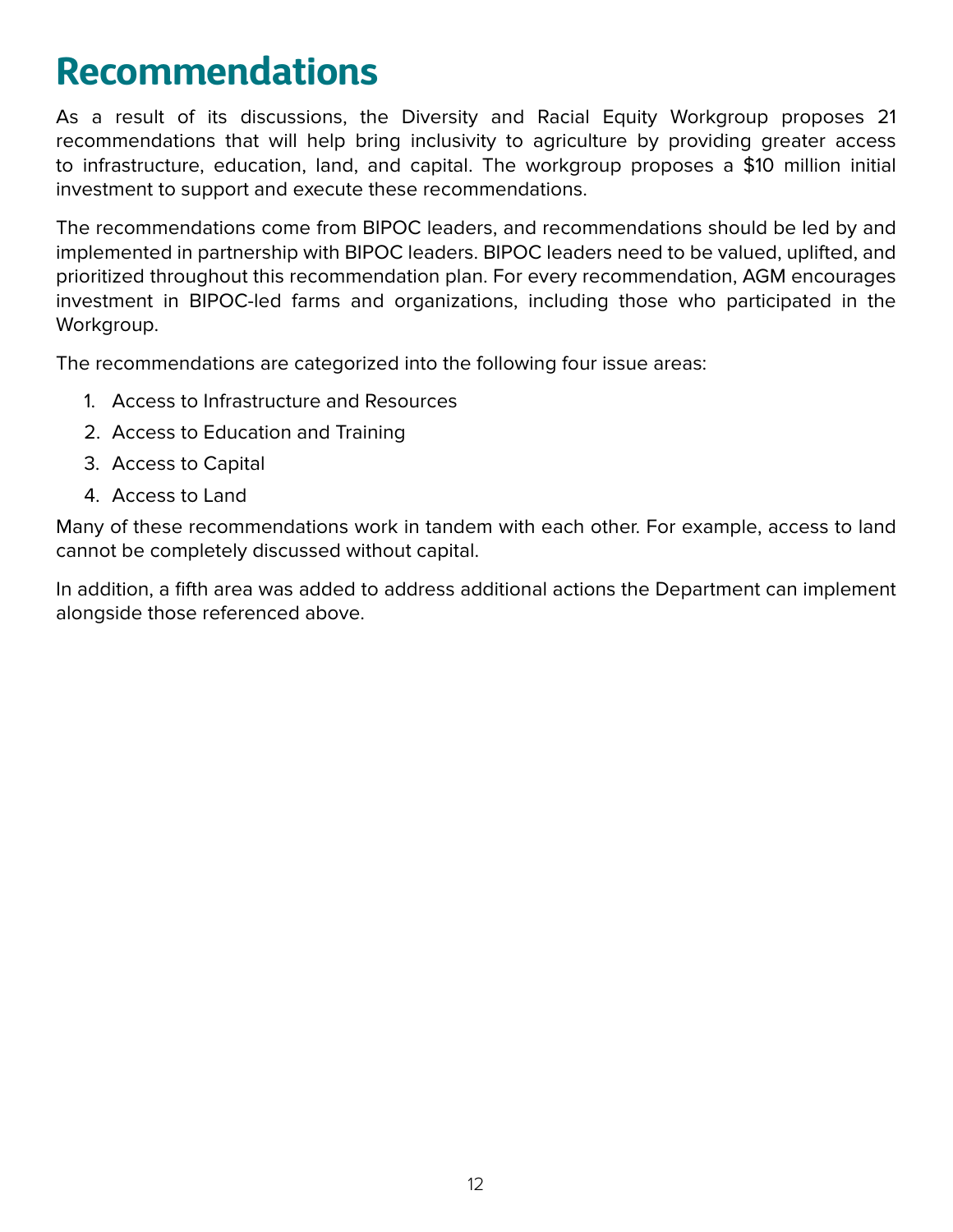# Recommendations

As a result of its discussions, the Diversity and Racial Equity Workgroup proposes 21 recommendations that will help bring inclusivity to agriculture by providing greater access to infrastructure, education, land, and capital. The workgroup proposes a $10 million initial investment to support and execute these recommendations.

The recommendations come from BIPOC leaders, and recommendations should be led by and implemented in partnership with BIPOC leaders. BIPOC leaders need to be valued, uplifted, and prioritized throughout this recommendation plan. For every recommendation, AGM encourages investment in BIPOC-led farms and organizations, including those who participated in the Workgroup.

The recommendations are categorized into the following four issue areas:

1. Access to Infrastructure and Resources
2. Access to Education and Training
3. Access to Capital
4. Access to Land

Many of these recommendations work in tandem with each other. For example, access to land cannot be completely discussed without capital.

In addition, a fifth area was added to address additional actions the Department can implement alongside those referenced above.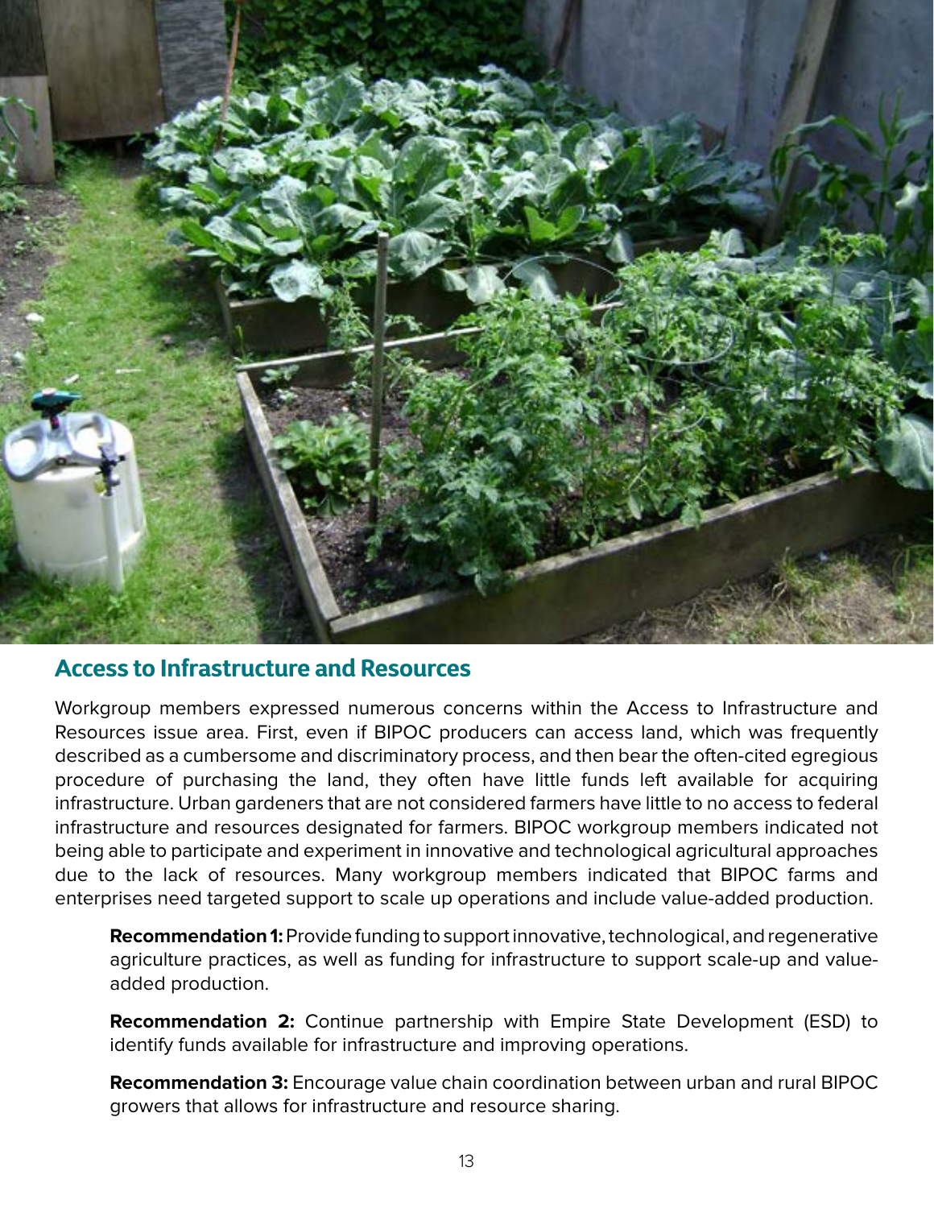## Access to Infrastructure and Resources

Workgroup members expressed numerous concerns within the Access to Infrastructure and Resources issue area. First, even if BIPOC producers can access land, which was frequently described as a cumbersome and discriminatory process, and then bear the often-cited egregious procedure of purchasing the land, they often have little funds left available for acquiring infrastructure. Urban gardeners that are not considered farmers have little to no access to federal infrastructure and resources designated for farmers. BIPOC workgroup members indicated not being able to participate and experiment in innovative and technological agricultural approaches due to the lack of resources. Many workgroup members indicated that BIPOC farms and enterprises need targeted support to scale up operations and include value-added production.

**Recommendation 1:** Provide funding to support innovative, technological, and regenerative agriculture practices, as well as funding for infrastructure to support scale-up and value-added production.

**Recommendation 2:** Continue partnership with Empire State Development (ESD) to identify funds available for infrastructure and improving operations.

**Recommendation 3:** Encourage value chain coordination between urban and rural BIPOC growers that allows for infrastructure and resource sharing.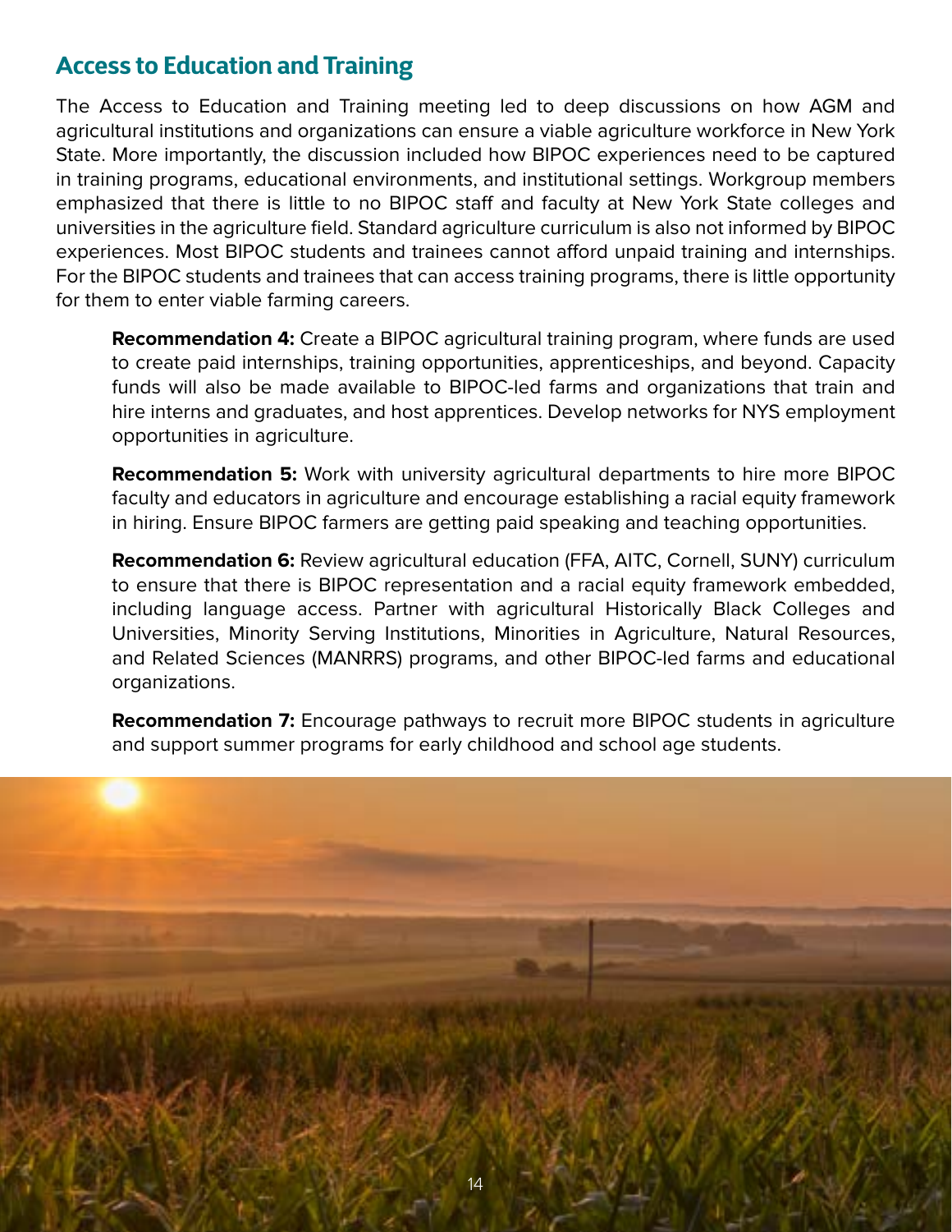## Access to Education and Training

The Access to Education and Training meeting led to deep discussions on how AGM and agricultural institutions and organizations can ensure a viable agriculture workforce in New York State. More importantly, the discussion included how BIPOC experiences need to be captured in training programs, educational environments, and institutional settings. Workgroup members emphasized that there is little to no BIPOC staff and faculty at New York State colleges and universities in the agriculture field. Standard agriculture curriculum is also not informed by BIPOC experiences. Most BIPOC students and trainees cannot afford unpaid training and internships. For the BIPOC students and trainees that can access training programs, there is little opportunity for them to enter viable farming careers.

**Recommendation 4:** Create a BIPOC agricultural training program, where funds are used to create paid internships, training opportunities, apprenticeships, and beyond. Capacity funds will also be made available to BIPOC-led farms and organizations that train and hire interns and graduates, and host apprentices. Develop networks for NYS employment opportunities in agriculture.

**Recommendation 5:** Work with university agricultural departments to hire more BIPOC faculty and educators in agriculture and encourage establishing a racial equity framework in hiring. Ensure BIPOC farmers are getting paid speaking and teaching opportunities.

**Recommendation 6:** Review agricultural education (FFA, AITC, Cornell, SUNY) curriculum to ensure that there is BIPOC representation and a racial equity framework embedded, including language access. Partner with agricultural Historically Black Colleges and Universities, Minority Serving Institutions, Minorities in Agriculture, Natural Resources, and Related Sciences (MANRRS) programs, and other BIPOC-led farms and educational organizations.

**Recommendation 7:** Encourage pathways to recruit more BIPOC students in agriculture and support summer programs for early childhood and school age students.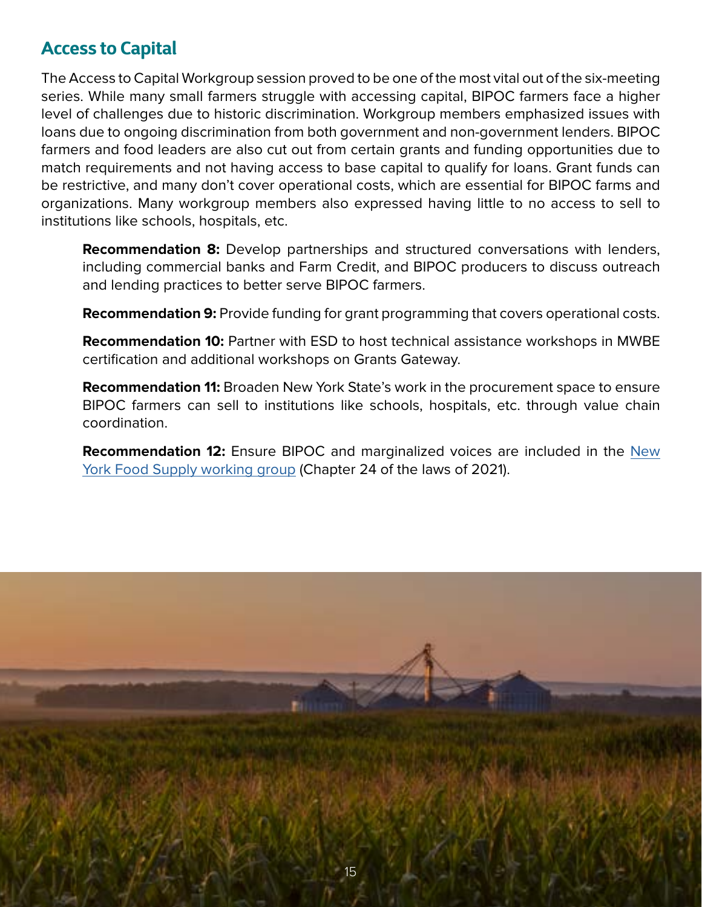## Access to Capital

The Access to Capital Workgroup session proved to be one of the most vital out of the six-meeting series. While many small farmers struggle with accessing capital, BIPOC farmers face a higher level of challenges due to historic discrimination. Workgroup members emphasized issues with loans due to ongoing discrimination from both government and non-government lenders. BIPOC farmers and food leaders are also cut out from certain grants and funding opportunities due to match requirements and not having access to base capital to qualify for loans. Grant funds can be restrictive, and many don't cover operational costs, which are essential for BIPOC farms and organizations. Many workgroup members also expressed having little to no access to sell to institutions like schools, hospitals, etc.

**Recommendation 8:** Develop partnerships and structured conversations with lenders, including commercial banks and Farm Credit, and BIPOC producers to discuss outreach and lending practices to better serve BIPOC farmers.

**Recommendation 9:** Provide funding for grant programming that covers operational costs.

**Recommendation 10:** Partner with ESD to host technical assistance workshops in MWBE certification and additional workshops on Grants Gateway.

**Recommendation 11:** Broaden New York State's work in the procurement space to ensure BIPOC farmers can sell to institutions like schools, hospitals, etc. through value chain coordination.

**Recommendation 12:** Ensure BIPOC and marginalized voices are included in the New York Food Supply working group (Chapter 24 of the laws of 2021).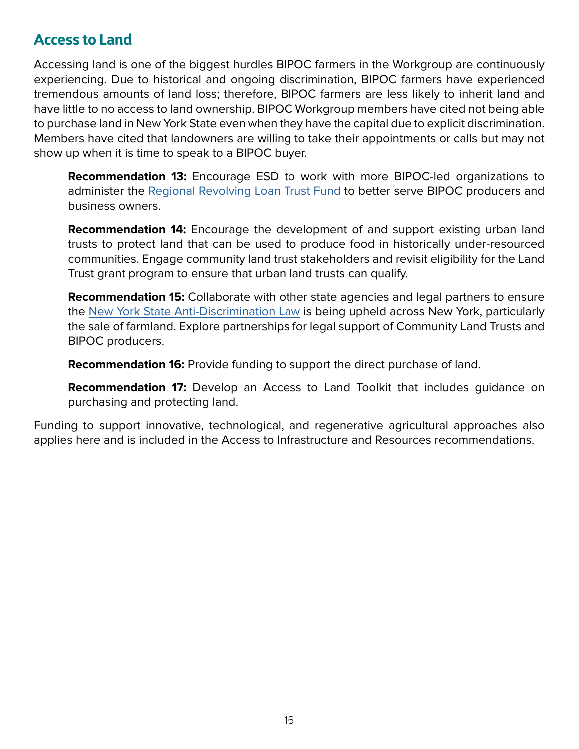## Access to Land

Accessing land is one of the biggest hurdles BIPOC farmers in the Workgroup are continuously experiencing. Due to historical and ongoing discrimination, BIPOC farmers have experienced tremendous amounts of land loss; therefore, BIPOC farmers are less likely to inherit land and have little to no access to land ownership. BIPOC Workgroup members have cited not being able to purchase land in New York State even when they have the capital due to explicit discrimination. Members have cited that landowners are willing to take their appointments or calls but may not show up when it is time to speak to a BIPOC buyer.

> **Recommendation 13:** Encourage ESD to work with more BIPOC-led organizations to administer the Regional Revolving Loan Trust Fund to better serve BIPOC producers and business owners.
>
> **Recommendation 14:** Encourage the development of and support existing urban land trusts to protect land that can be used to produce food in historically under-resourced communities. Engage community land trust stakeholders and revisit eligibility for the Land Trust grant program to ensure that urban land trusts can qualify.
>
> **Recommendation 15:** Collaborate with other state agencies and legal partners to ensure the New York State Anti-Discrimination Law is being upheld across New York, particularly the sale of farmland. Explore partnerships for legal support of Community Land Trusts and BIPOC producers.
>
> **Recommendation 16:** Provide funding to support the direct purchase of land.
>
> **Recommendation 17:** Develop an Access to Land Toolkit that includes guidance on purchasing and protecting land.

Funding to support innovative, technological, and regenerative agricultural approaches also applies here and is included in the Access to Infrastructure and Resources recommendations.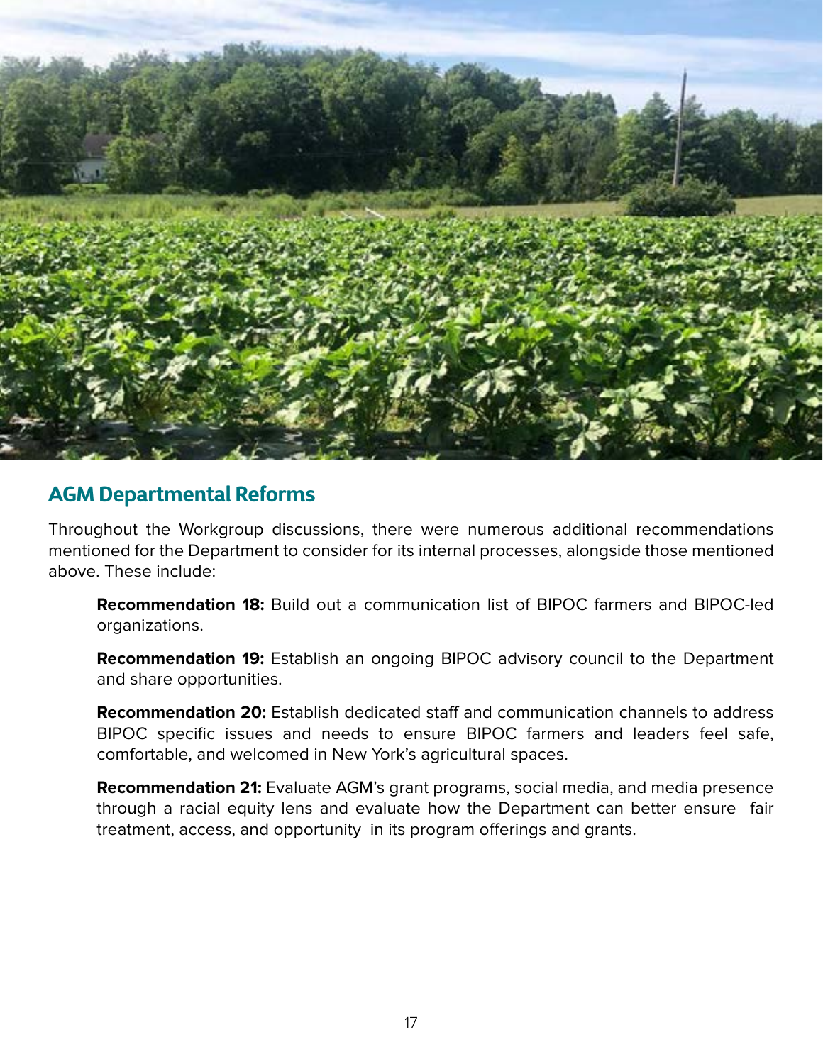## AGM Departmental Reforms

Throughout the Workgroup discussions, there were numerous additional recommendations mentioned for the Department to consider for its internal processes, alongside those mentioned above. These include:

**Recommendation 18:** Build out a communication list of BIPOC farmers and BIPOC-led organizations.

**Recommendation 19:** Establish an ongoing BIPOC advisory council to the Department and share opportunities.

**Recommendation 20:** Establish dedicated staff and communication channels to address BIPOC specific issues and needs to ensure BIPOC farmers and leaders feel safe, comfortable, and welcomed in New York's agricultural spaces.

**Recommendation 21:** Evaluate AGM's grant programs, social media, and media presence through a racial equity lens and evaluate how the Department can better ensure fair treatment, access, and opportunity in its program offerings and grants.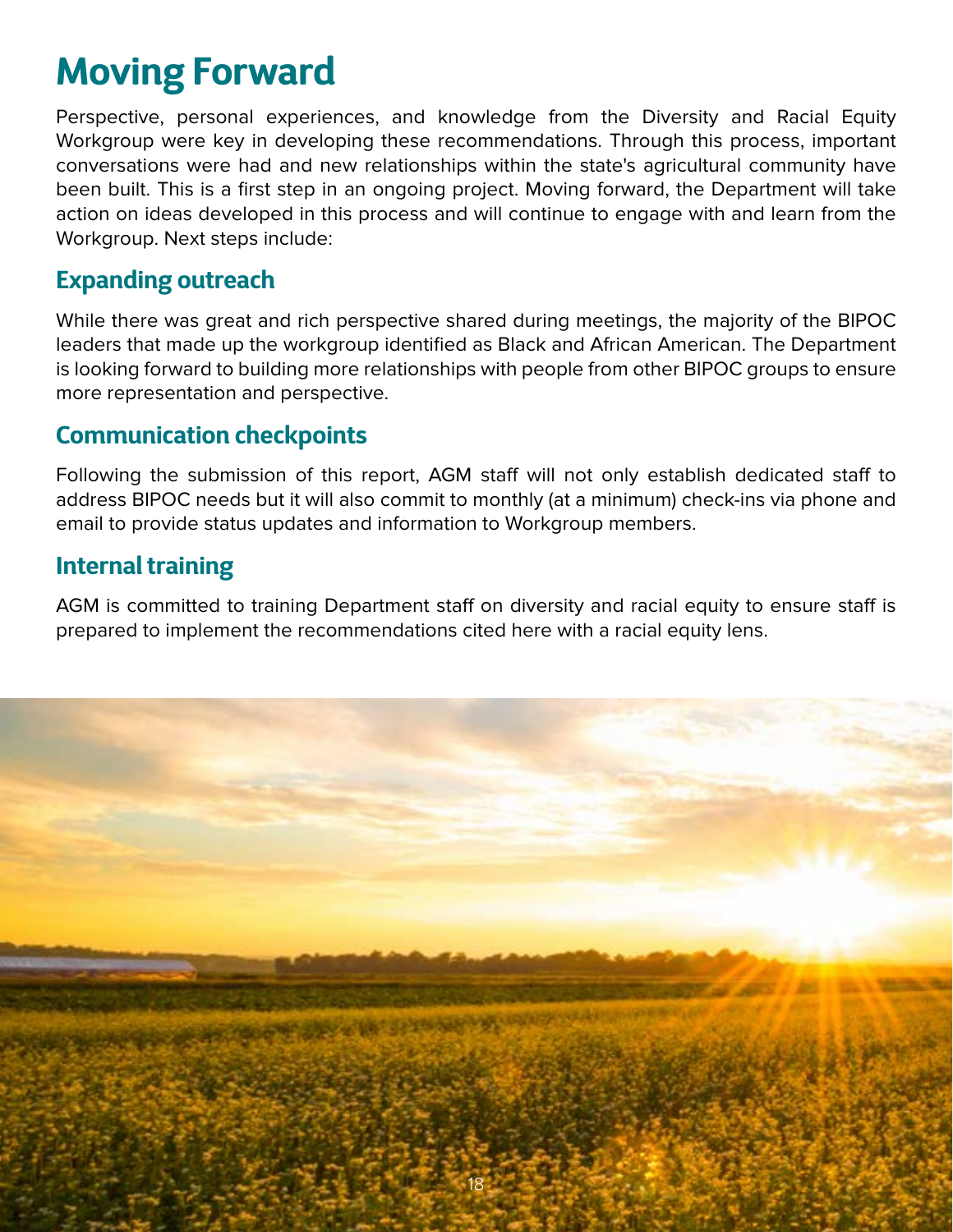# Moving Forward

Perspective, personal experiences, and knowledge from the Diversity and Racial Equity Workgroup were key in developing these recommendations. Through this process, important conversations were had and new relationships within the state's agricultural community have been built. This is a first step in an ongoing project. Moving forward, the Department will take action on ideas developed in this process and will continue to engage with and learn from the Workgroup. Next steps include:

## Expanding outreach

While there was great and rich perspective shared during meetings, the majority of the BIPOC leaders that made up the workgroup identified as Black and African American. The Department is looking forward to building more relationships with people from other BIPOC groups to ensure more representation and perspective.

## Communication checkpoints

Following the submission of this report, AGM staff will not only establish dedicated staff to address BIPOC needs but it will also commit to monthly (at a minimum) check-ins via phone and email to provide status updates and information to Workgroup members.

## Internal training

AGM is committed to training Department staff on diversity and racial equity to ensure staff is prepared to implement the recommendations cited here with a racial equity lens.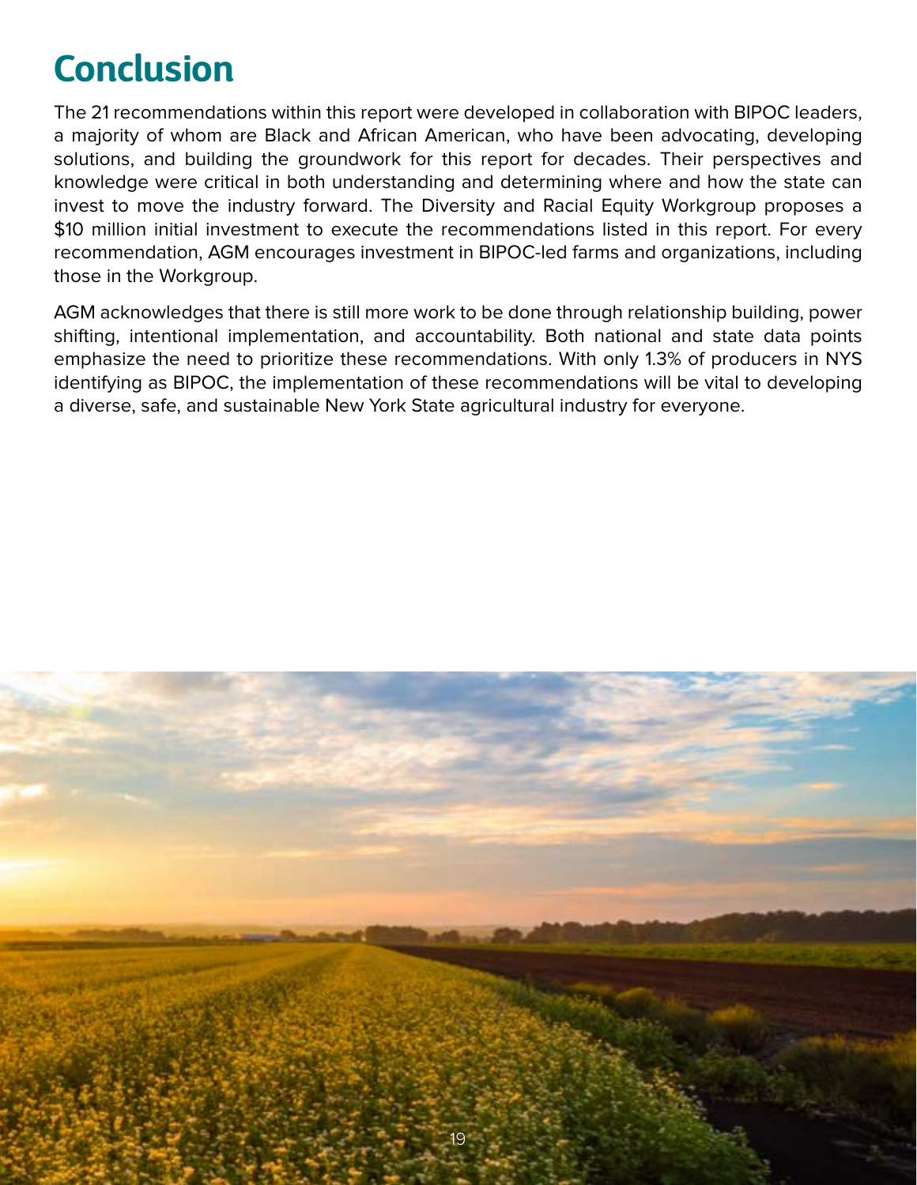# Conclusion

The 21 recommendations within this report were developed in collaboration with BIPOC leaders, a majority of whom are Black and African American, who have been advocating, developing solutions, and building the groundwork for this report for decades. Their perspectives and knowledge were critical in both understanding and determining where and how the state can invest to move the industry forward. The Diversity and Racial Equity Workgroup proposes a $10 million initial investment to execute the recommendations listed in this report. For every recommendation, AGM encourages investment in BIPOC-led farms and organizations, including those in the Workgroup.

AGM acknowledges that there is still more work to be done through relationship building, power shifting, intentional implementation, and accountability. Both national and state data points emphasize the need to prioritize these recommendations. With only 1.3% of producers in NYS identifying as BIPOC, the implementation of these recommendations will be vital to developing a diverse, safe, and sustainable New York State agricultural industry for everyone.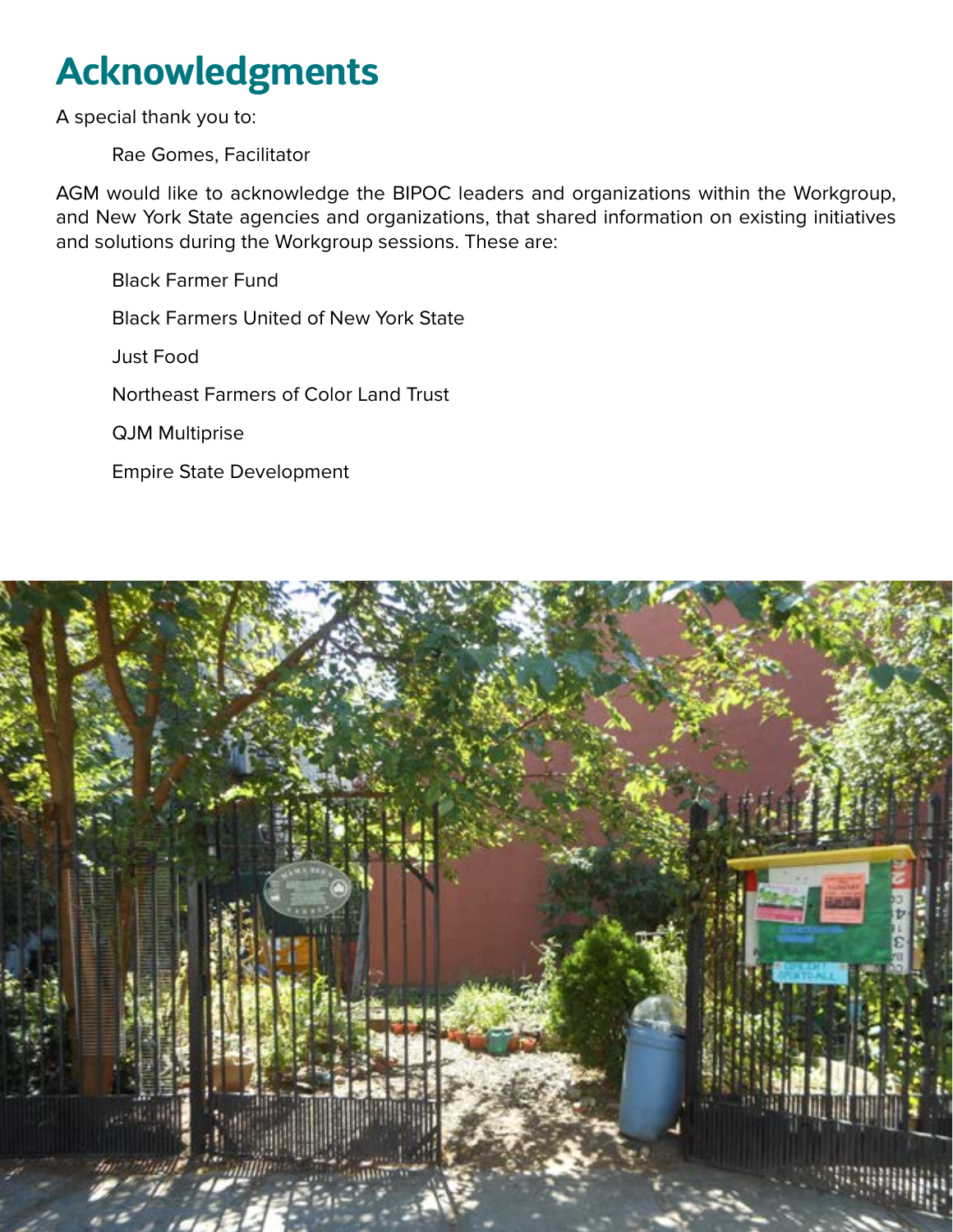# Acknowledgments

A special thank you to:

Rae Gomes, Facilitator

AGM would like to acknowledge the BIPOC leaders and organizations within the Workgroup, and New York State agencies and organizations, that shared information on existing initiatives and solutions during the Workgroup sessions. These are:

Black Farmer Fund

Black Farmers United of New York State

Just Food

Northeast Farmers of Color Land Trust

QJM Multiprise

Empire State Development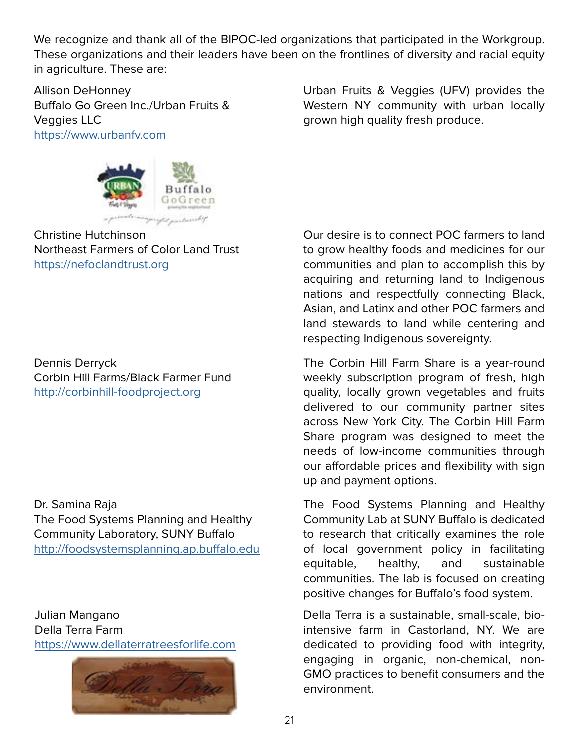We recognize and thank all of the BIPOC-led organizations that participated in the Workgroup. These organizations and their leaders have been on the frontlines of diversity and racial equity in agriculture. These are:

Allison DeHonney
Buffalo Go Green Inc./Urban Fruits & Veggies LLC
https://www.urbanfv.com

Urban Fruits & Veggies (UFV) provides the Western NY community with urban locally grown high quality fresh produce.

Christine Hutchinson
Northeast Farmers of Color Land Trust
https://nefoclandtrust.org

Our desire is to connect POC farmers to land to grow healthy foods and medicines for our communities and plan to accomplish this by acquiring and returning land to Indigenous nations and respectfully connecting Black, Asian, and Latinx and other POC farmers and land stewards to land while centering and respecting Indigenous sovereignty.

Dennis Derryck
Corbin Hill Farms/Black Farmer Fund
http://corbinhill-foodproject.org

The Corbin Hill Farm Share is a year-round weekly subscription program of fresh, high quality, locally grown vegetables and fruits delivered to our community partner sites across New York City. The Corbin Hill Farm Share program was designed to meet the needs of low-income communities through our affordable prices and flexibility with sign up and payment options.

Dr. Samina Raja
The Food Systems Planning and Healthy Community Laboratory, SUNY Buffalo
http://foodsystemsplanning.ap.buffalo.edu

The Food Systems Planning and Healthy Community Lab at SUNY Buffalo is dedicated to research that critically examines the role of local government policy in facilitating equitable, healthy, and sustainable communities. The lab is focused on creating positive changes for Buffalo's food system.

Julian Mangano
Della Terra Farm
https://www.dellaterratreesforlife.com

Della Terra is a sustainable, small-scale, bio-intensive farm in Castorland, NY. We are dedicated to providing food with integrity, engaging in organic, non-chemical, non-GMO practices to benefit consumers and the environment.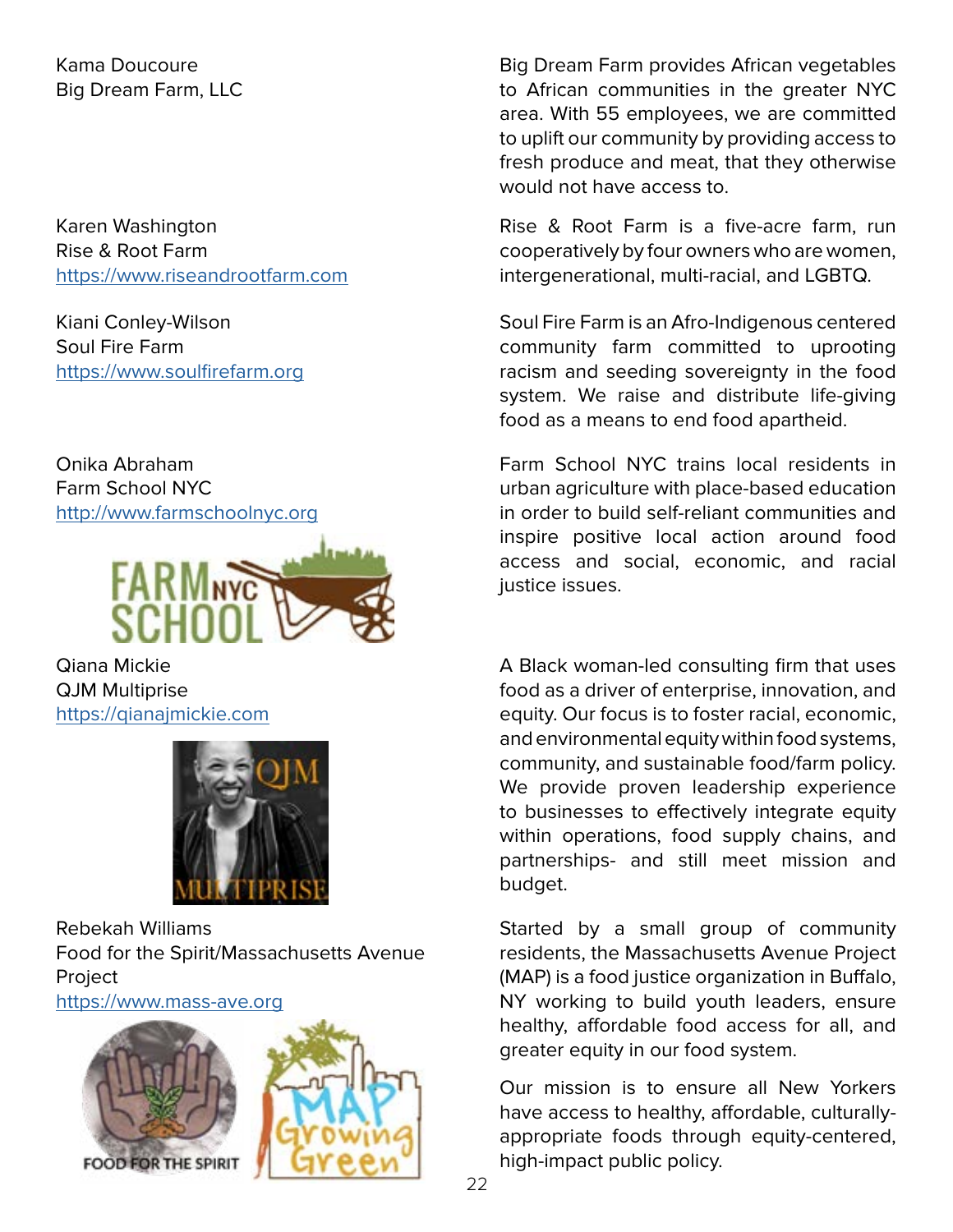Kama Doucoure
Big Dream Farm, LLC

Big Dream Farm provides African vegetables to African communities in the greater NYC area. With 55 employees, we are committed to uplift our community by providing access to fresh produce and meat, that they otherwise would not have access to.

Karen Washington
Rise & Root Farm
https://www.riseandrootfarm.com

Rise & Root Farm is a five-acre farm, run cooperatively by four owners who are women, intergenerational, multi-racial, and LGBTQ.

Kiani Conley-Wilson
Soul Fire Farm
https://www.soulfirefarm.org

Soul Fire Farm is an Afro-Indigenous centered community farm committed to uprooting racism and seeding sovereignty in the food system. We raise and distribute life-giving food as a means to end food apartheid.

Onika Abraham
Farm School NYC
http://www.farmschoolnyc.org

Farm School NYC trains local residents in urban agriculture with place-based education in order to build self-reliant communities and inspire positive local action around food access and social, economic, and racial justice issues.

Qiana Mickie
QJM Multiprise
https://qianajmickie.com

A Black woman-led consulting firm that uses food as a driver of enterprise, innovation, and equity. Our focus is to foster racial, economic, and environmental equity within food systems, community, and sustainable food/farm policy. We provide proven leadership experience to businesses to effectively integrate equity within operations, food supply chains, and partnerships- and still meet mission and budget.

Rebekah Williams
Food for the Spirit/Massachusetts Avenue Project
https://www.mass-ave.org

Started by a small group of community residents, the Massachusetts Avenue Project (MAP) is a food justice organization in Buffalo, NY working to build youth leaders, ensure healthy, affordable food access for all, and greater equity in our food system.

Our mission is to ensure all New Yorkers have access to healthy, affordable, culturally-appropriate foods through equity-centered, high-impact public policy.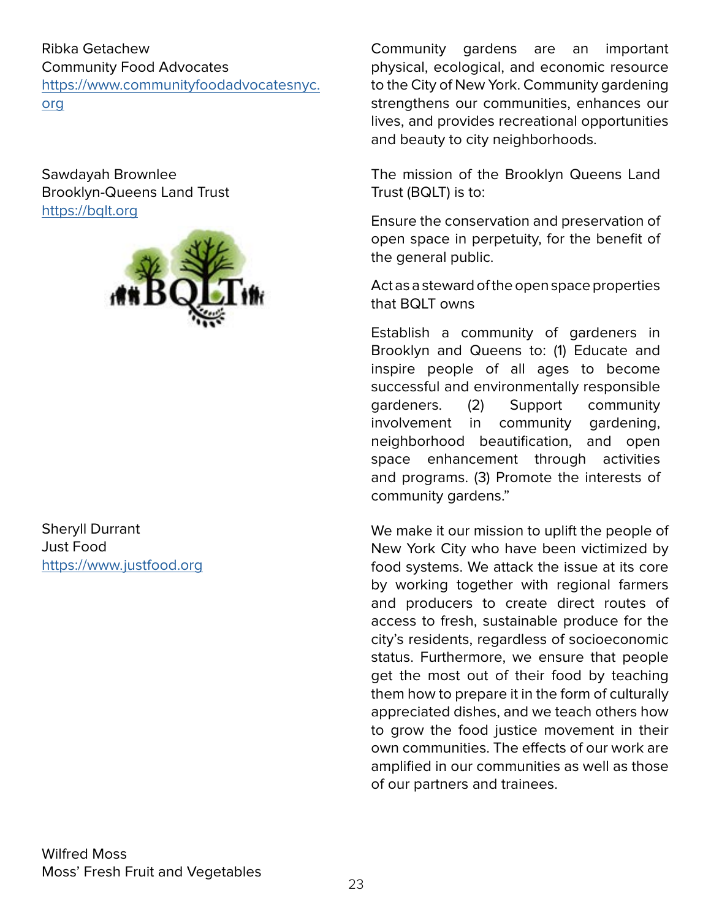Ribka Getachew
Community Food Advocates
https://www.communityfoodadvocatesnyc.org

Community gardens are an important physical, ecological, and economic resource to the City of New York. Community gardening strengthens our communities, enhances our lives, and provides recreational opportunities and beauty to city neighborhoods.

Sawdayah Brownlee
Brooklyn-Queens Land Trust
https://bqlt.org

The mission of the Brooklyn Queens Land Trust (BQLT) is to:

Ensure the conservation and preservation of open space in perpetuity, for the benefit of the general public.

Act as a steward of the open space properties that BQLT owns

Establish a community of gardeners in Brooklyn and Queens to: (1) Educate and inspire people of all ages to become successful and environmentally responsible gardeners. (2) Support community involvement in community gardening, neighborhood beautification, and open space enhancement through activities and programs. (3) Promote the interests of community gardens."

Sheryll Durrant
Just Food
https://www.justfood.org

We make it our mission to uplift the people of New York City who have been victimized by food systems. We attack the issue at its core by working together with regional farmers and producers to create direct routes of access to fresh, sustainable produce for the city's residents, regardless of socioeconomic status. Furthermore, we ensure that people get the most out of their food by teaching them how to prepare it in the form of culturally appreciated dishes, and we teach others how to grow the food justice movement in their own communities. The effects of our work are amplified in our communities as well as those of our partners and trainees.

Wilfred Moss
Moss' Fresh Fruit and Vegetables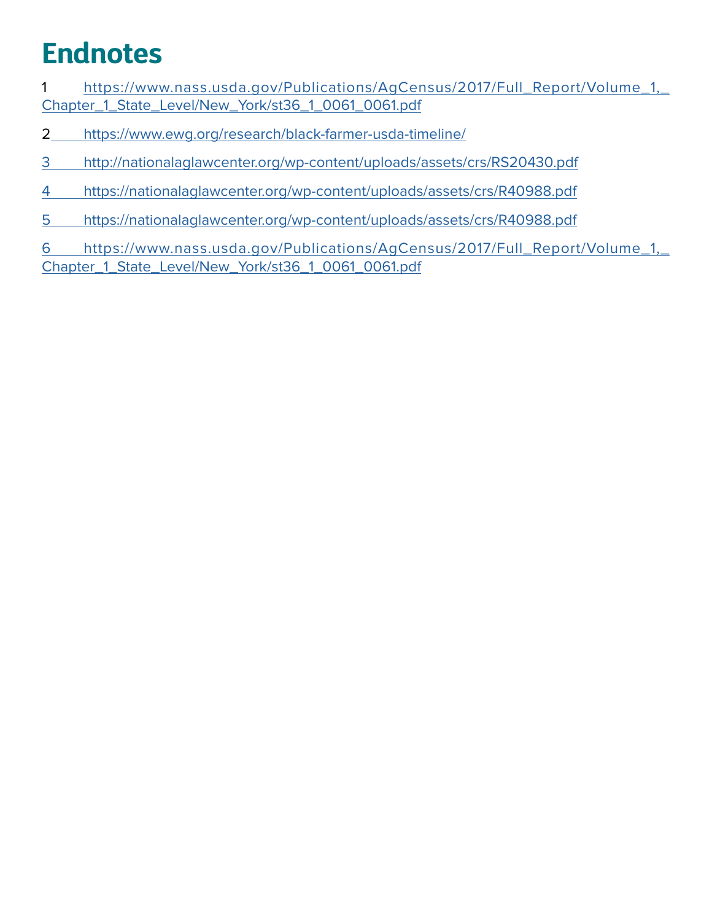# Endnotes

1 https://www.nass.usda.gov/Publications/AgCensus/2017/Full_Report/Volume_1,_Chapter_1_State_Level/New_York/st36_1_0061_0061.pdf

2 https://www.ewg.org/research/black-farmer-usda-timeline/

3 http://nationalaglawcenter.org/wp-content/uploads/assets/crs/RS20430.pdf

4 https://nationalaglawcenter.org/wp-content/uploads/assets/crs/R40988.pdf

5 https://nationalaglawcenter.org/wp-content/uploads/assets/crs/R40988.pdf

6 https://www.nass.usda.gov/Publications/AgCensus/2017/Full_Report/Volume_1,_Chapter_1_State_Level/New_York/st36_1_0061_0061.pdf